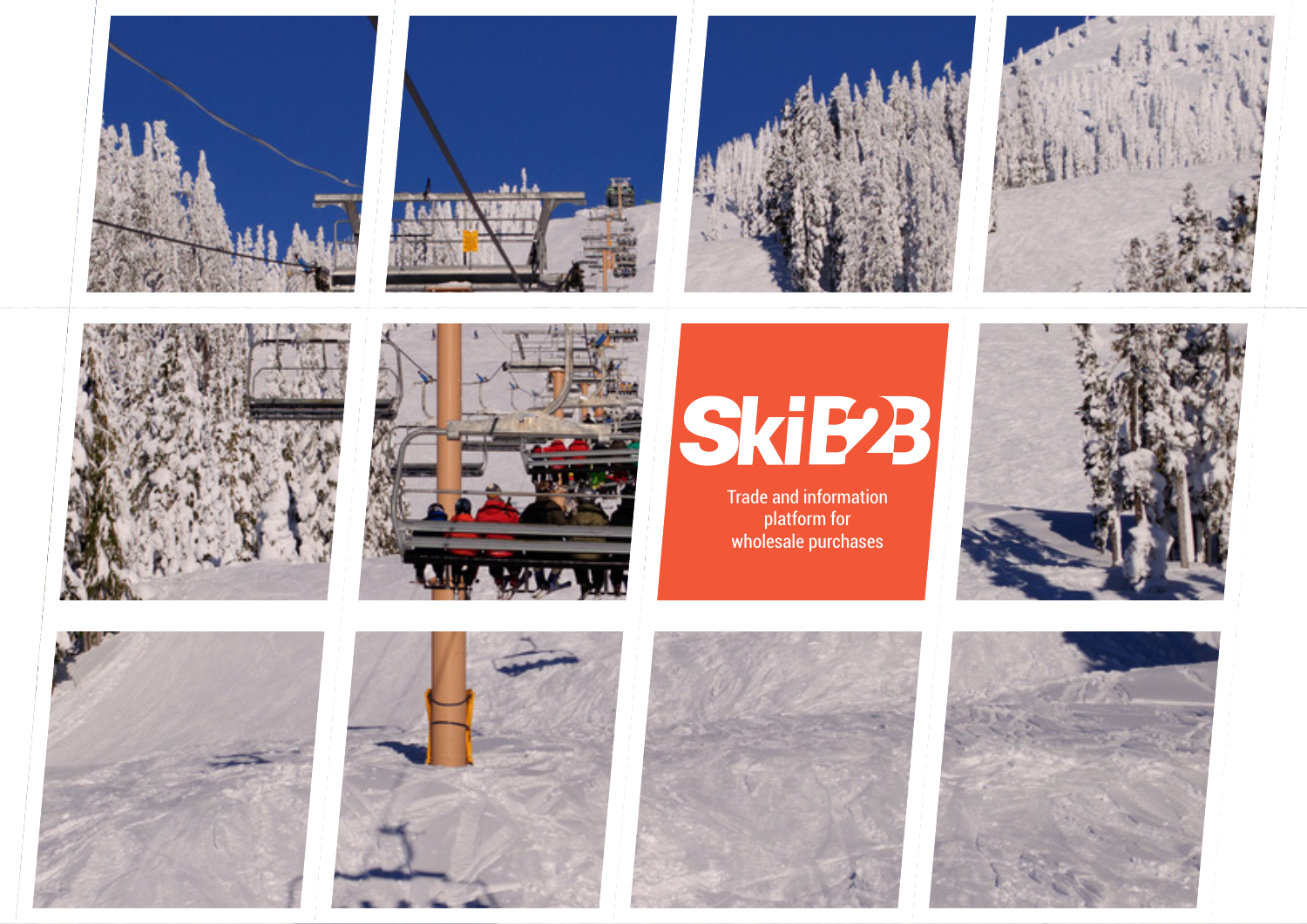# SkiB2B

Trade and information platform for wholesale purchases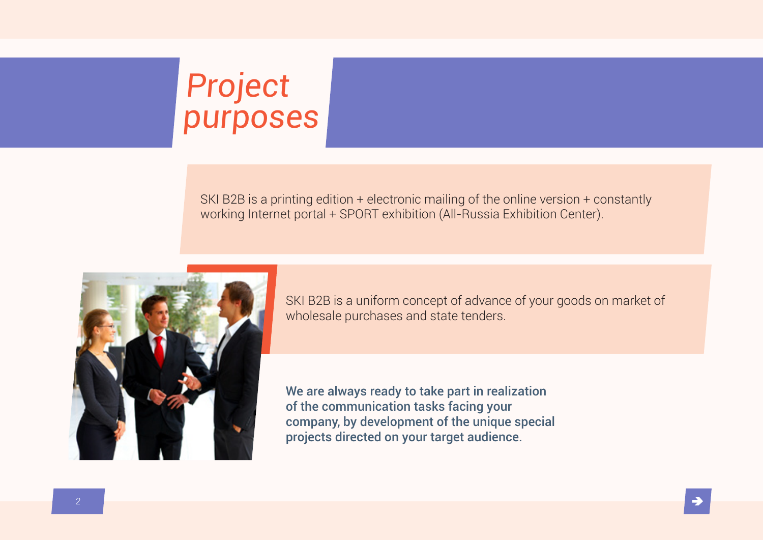# *Project purposes*

SKI B2B is a printing edition + electronic mailing of the online version + constantly working Internet portal + SPORT exhibition (All-Russia Exhibition Center).

SKI B2B is a uniform concept of advance of your goods on market of wholesale purchases and state tenders.

**We are always ready to take part in realization of the communication tasks facing your company, by development of the unique special projects directed on your target audience.**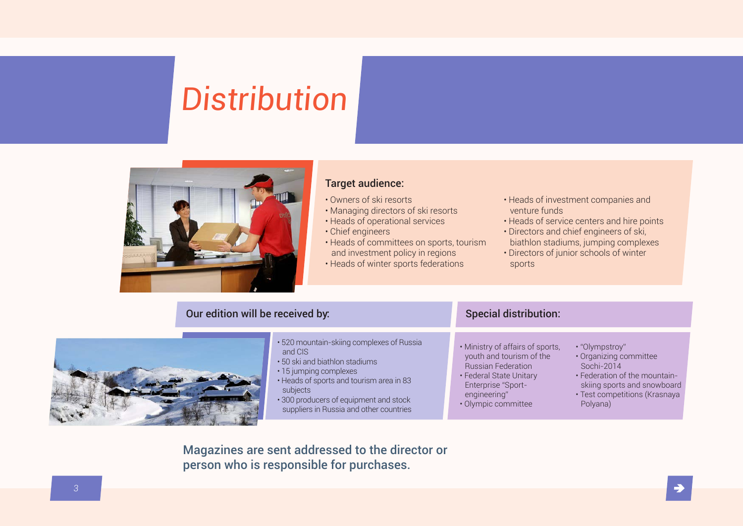# Distribution

## Target audience:

- Owners of ski resorts
- Managing directors of ski resorts
- Heads of operational services
- Chief engineers
- Heads of committees on sports, tourism and investment policy in regions
- Heads of winter sports federations
- Heads of investment companies and venture funds
- Heads of service centers and hire points
- Directors and chief engineers of ski, biathlon stadiums, jumping complexes
- Directors of junior schools of winter sports

## Our edition will be received by:

- 520 mountain-skiing complexes of Russia and CIS
- 50 ski and biathlon stadiums
- 15 jumping complexes
- Heads of sports and tourism area in 83 subjects
- 300 producers of equipment and stock suppliers in Russia and other countries

## Special distribution:

- Ministry of affairs of sports, youth and tourism of the Russian Federation
- Federal State Unitary Enterprise "Sport-engineering"
- Olympic committee
- "Olympstroy"
- Organizing committee Sochi-2014
- Federation of the mountain-skiing sports and snowboard
- Test competitions (Krasnaya Polyana)

**Magazines are sent addressed to the director or person who is responsible for purchases.**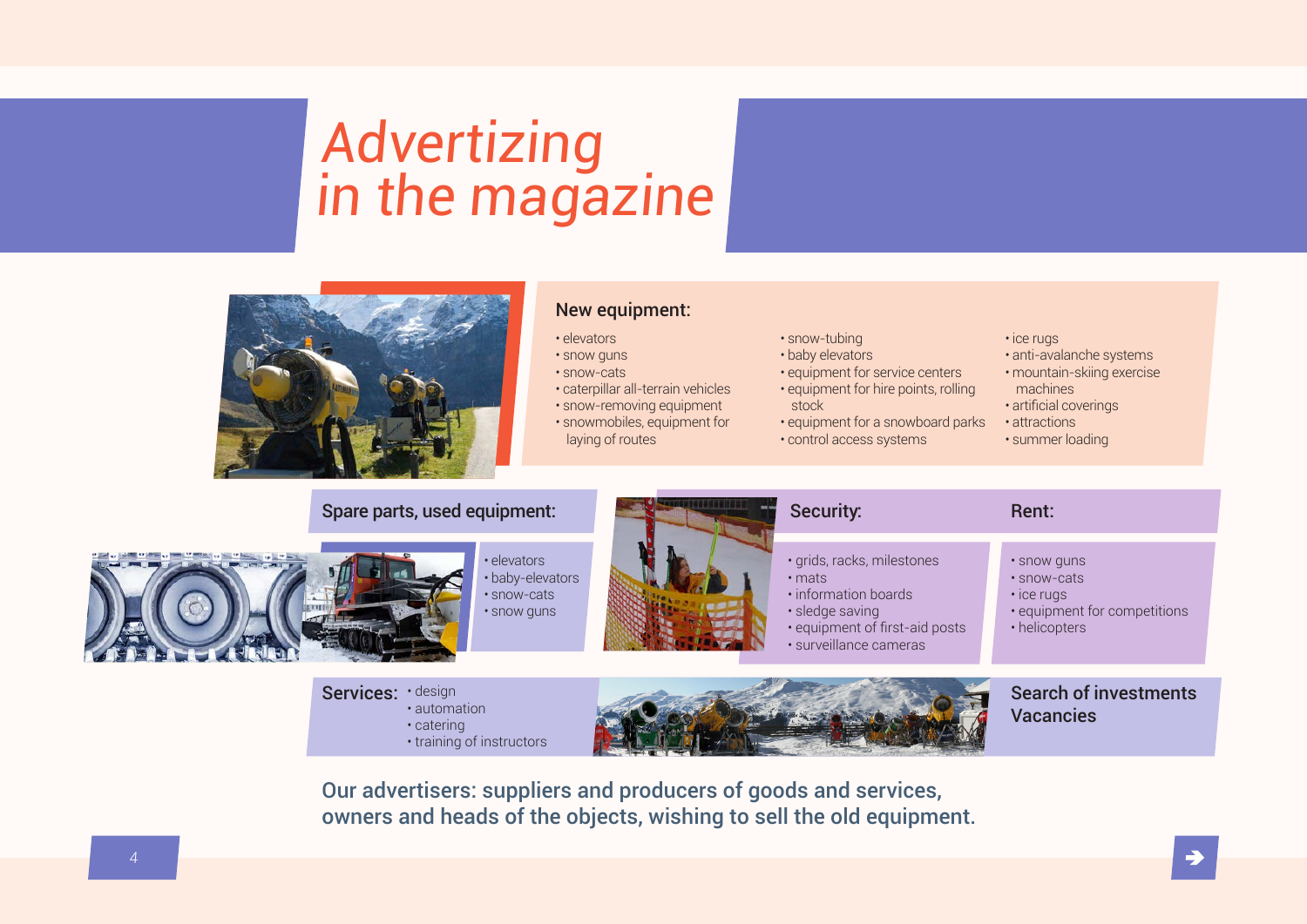# Advertizing in the magazine

## New equipment:

- elevators
- snow guns
- snow-cats
- caterpillar all-terrain vehicles
- snow-removing equipment
- snowmobiles, equipment for laying of routes
- snow-tubing
- baby elevators
- equipment for service centers
- equipment for hire points, rolling stock
- equipment for a snowboard parks
- control access systems
- ice rugs
- anti-avalanche systems
- mountain-skiing exercise machines
- artificial coverings
- attractions
- summer loading

## Spare parts, used equipment:

- elevators
- baby-elevators
- snow-cats
- snow guns

## Security:

- grids, racks, milestones
- mats
- information boards
- sledge saving
- equipment of first-aid posts
- surveillance cameras

## Rent:

- snow guns
- snow-cats
- ice rugs
- equipment for competitions
- helicopters

## Services:

- design
- automation
- catering
- training of instructors

## Search of investments
## Vacancies

**Our advertisers: suppliers and producers of goods and services, owners and heads of the objects, wishing to sell the old equipment.**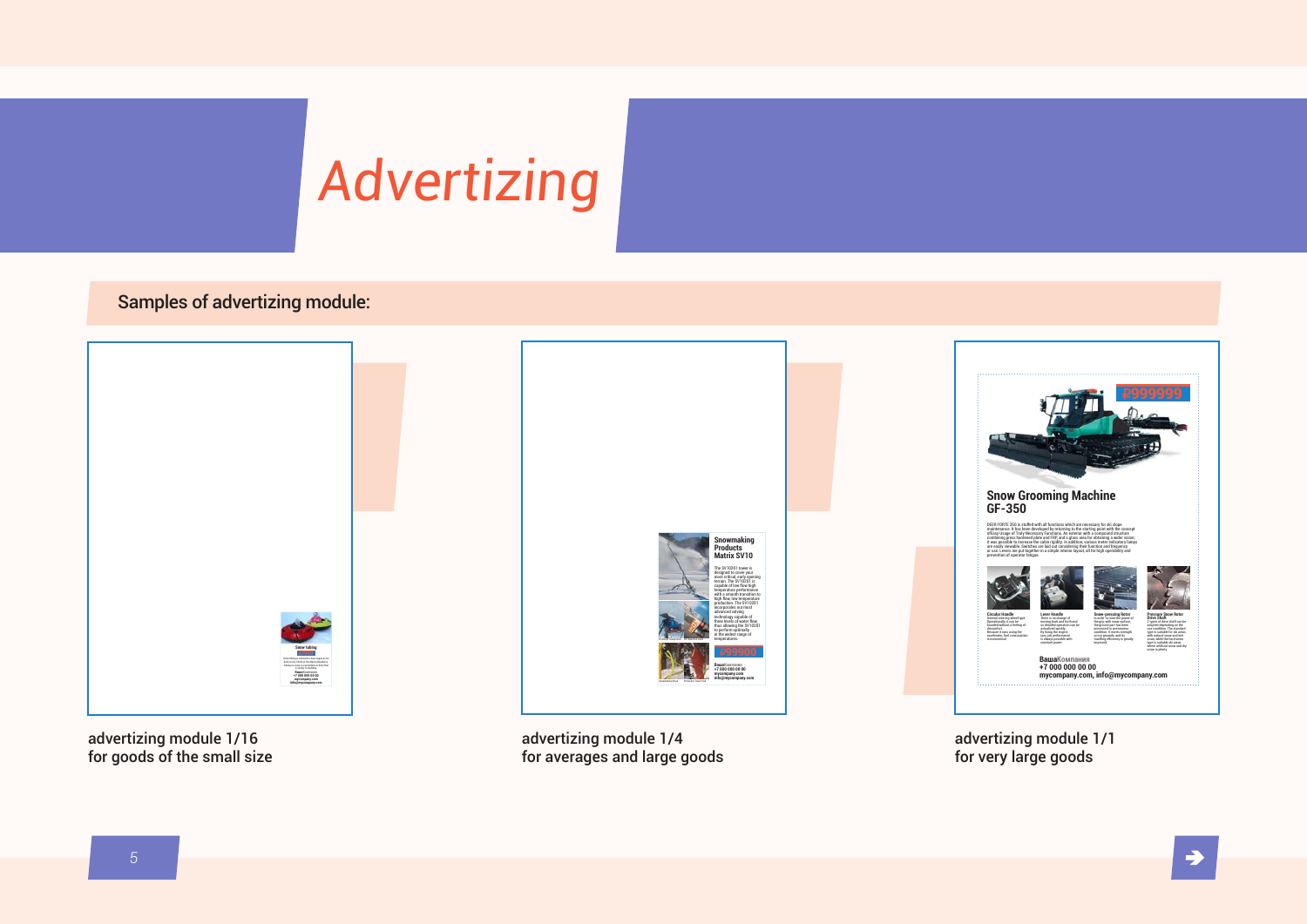# Advertizing

**Samples of advertizing module:**

advertizing module 1/16
for goods of the small size

advertizing module 1/4
for averages and large goods

advertizing module 1/1
for very large goods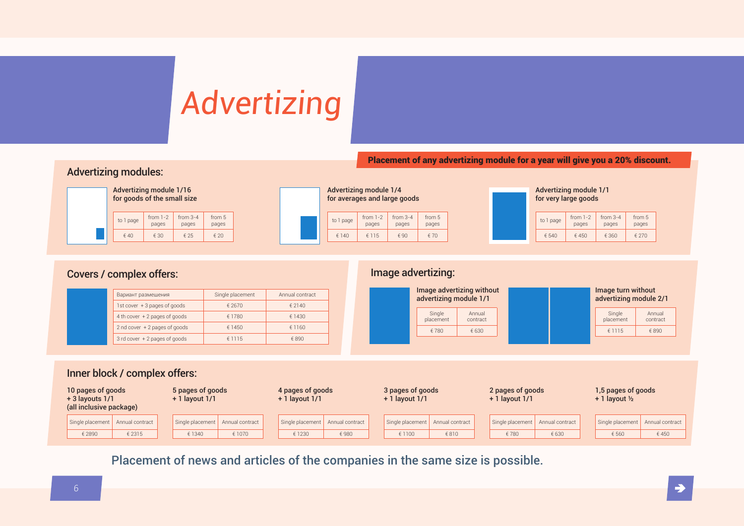# Advertizing

**Placement of any advertizing module for a year will give you a 20% discount.**

## Advertizing modules:

### Advertizing module 1/16 for goods of the small size

| to 1 page | from 1-2 pages | from 3-4 pages | from 5 pages |
|---|---|---|---|
| € 40 | € 30 | € 25 | € 20 |

### Advertizing module 1/4 for averages and large goods

| to 1 page | from 1-2 pages | from 3-4 pages | from 5 pages |
|---|---|---|---|
| € 140 | € 115 | € 90 | € 70 |

### Advertizing module 1/1 for very large goods

| to 1 page | from 1-2 pages | from 3-4 pages | from 5 pages |
|---|---|---|---|
| € 540 | € 450 | € 360 | € 270 |

## Covers / complex offers:

| Вариант размешения | Single placement | Annual contract |
|---|---|---|
| 1st cover + 3 pages of goods | € 2670 | € 2140 |
| 4 th cover + 2 pages of goods | € 1780 | € 1430 |
| 2 nd cover + 2 pages of goods | € 1450 | € 1160 |
| 3 rd cover + 2 pages of goods | € 1115 | € 890 |

## Image advertizing:

### Image advertizing without advertizing module 1/1

| Single placement | Annual contract |
|---|---|
| € 780 | € 630 |

### Image turn without advertizing module 2/1

| Single placement | Annual contract |
|---|---|
| € 1115 | € 890 |

## Inner block / complex offers:

**10 pages of goods + 3 layouts 1/1 (all inclusive package)**

| Single placement | Annual contract |
|---|---|
| € 2890 | € 2315 |

**5 pages of goods + 1 layout 1/1**

| Single placement | Annual contract |
|---|---|
| € 1340 | € 1070 |

**4 pages of goods + 1 layout 1/1**

| Single placement | Annual contract |
|---|---|
| € 1230 | € 980 |

**3 pages of goods + 1 layout 1/1**

| Single placement | Annual contract |
|---|---|
| € 1100 | € 810 |

**2 pages of goods + 1 layout 1/1**

| Single placement | Annual contract |
|---|---|
| € 780 | € 630 |

**1,5 pages of goods + 1 layout ½**

| Single placement | Annual contract |
|---|---|
| € 560 | € 450 |

Placement of news and articles of the companies in the same size is possible.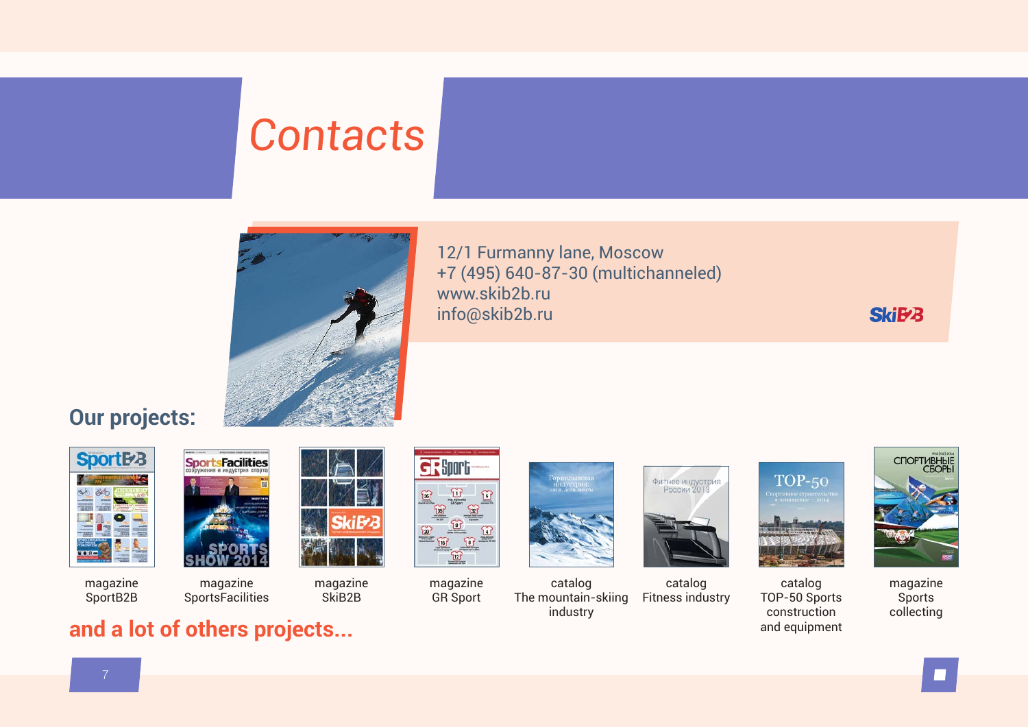# Contacts

12/1 Furmanny lane, Moscow
+7 (495) 640-87-30 (multichanneled)
www.skib2b.ru
info@skib2b.ru

SkiB2B

## Our projects:

- magazine SportB2B
- magazine SportsFacilities
- magazine SkiB2B
- magazine GR Sport
- catalog The mountain-skiing industry
- catalog Fitness industry
- catalog TOP-50 Sports construction and equipment
- magazine Sports collecting

**and a lot of others projects...**